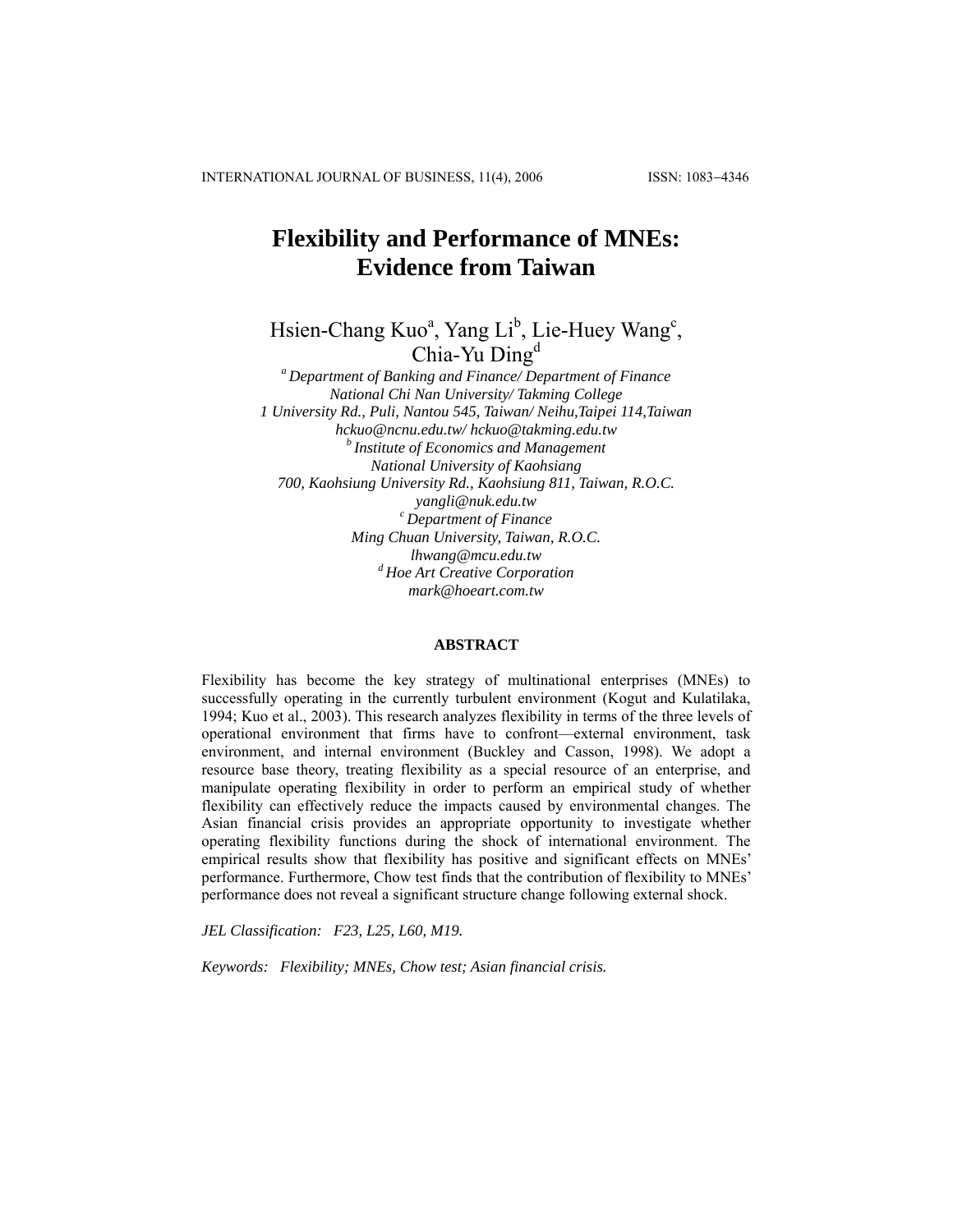# Flexibility and Performance of MNEs: Evidence from Taiwan

Hsien-Chang Kuo[a], Yang Li[b], Lie-Huey Wang[c], Chia-Yu Ding[d]

[a] *Department of Banking and Finance/ Department of Finance*
*National Chi Nan University/ Takming College*
*1 University Rd., Puli, Nantou 545, Taiwan/ Neihu,Taipei 114,Taiwan*
*hckuo@ncnu.edu.tw/ hckuo@takming.edu.tw*

[b] *Institute of Economics and Management*
*National University of Kaohsiang*
*700, Kaohsiung University Rd., Kaohsiung 811, Taiwan, R.O.C.*
*yangli@nuk.edu.tw*

[c] *Department of Finance*
*Ming Chuan University, Taiwan, R.O.C.*
*lhwang@mcu.edu.tw*

[d] *Hoe Art Creative Corporation*
*mark@hoeart.com.tw*

## ABSTRACT

Flexibility has become the key strategy of multinational enterprises (MNEs) to successfully operating in the currently turbulent environment (Kogut and Kulatilaka, 1994; Kuo et al., 2003). This research analyzes flexibility in terms of the three levels of operational environment that firms have to confront—external environment, task environment, and internal environment (Buckley and Casson, 1998). We adopt a resource base theory, treating flexibility as a special resource of an enterprise, and manipulate operating flexibility in order to perform an empirical study of whether flexibility can effectively reduce the impacts caused by environmental changes. The Asian financial crisis provides an appropriate opportunity to investigate whether operating flexibility functions during the shock of international environment. The empirical results show that flexibility has positive and significant effects on MNEs' performance. Furthermore, Chow test finds that the contribution of flexibility to MNEs' performance does not reveal a significant structure change following external shock.

*JEL Classification: F23, L25, L60, M19.*

*Keywords: Flexibility; MNEs, Chow test; Asian financial crisis.*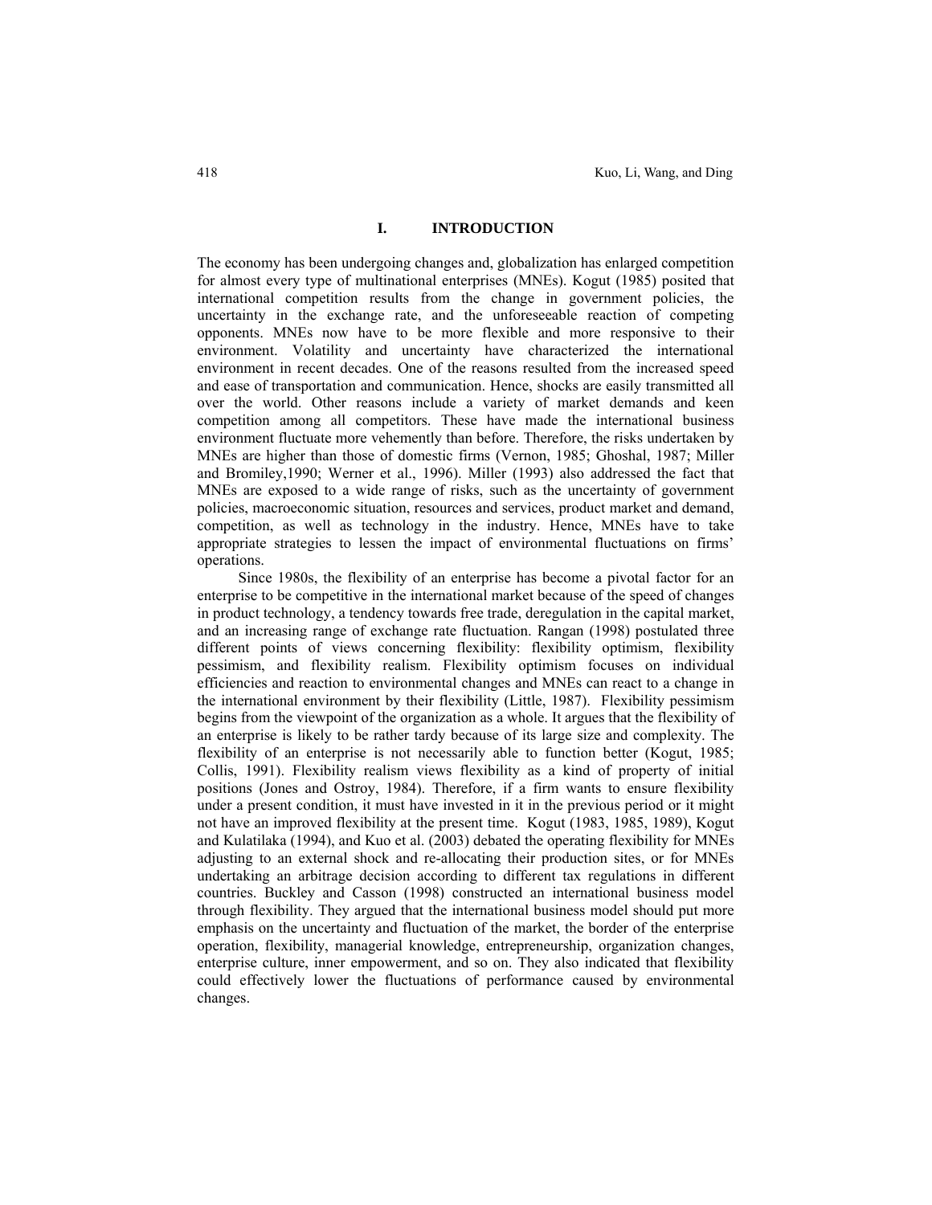## I. INTRODUCTION

The economy has been undergoing changes and, globalization has enlarged competition for almost every type of multinational enterprises (MNEs). Kogut (1985) posited that international competition results from the change in government policies, the uncertainty in the exchange rate, and the unforeseeable reaction of competing opponents. MNEs now have to be more flexible and more responsive to their environment. Volatility and uncertainty have characterized the international environment in recent decades. One of the reasons resulted from the increased speed and ease of transportation and communication. Hence, shocks are easily transmitted all over the world. Other reasons include a variety of market demands and keen competition among all competitors. These have made the international business environment fluctuate more vehemently than before. Therefore, the risks undertaken by MNEs are higher than those of domestic firms (Vernon, 1985; Ghoshal, 1987; Miller and Bromiley,1990; Werner et al., 1996). Miller (1993) also addressed the fact that MNEs are exposed to a wide range of risks, such as the uncertainty of government policies, macroeconomic situation, resources and services, product market and demand, competition, as well as technology in the industry. Hence, MNEs have to take appropriate strategies to lessen the impact of environmental fluctuations on firms' operations.

Since 1980s, the flexibility of an enterprise has become a pivotal factor for an enterprise to be competitive in the international market because of the speed of changes in product technology, a tendency towards free trade, deregulation in the capital market, and an increasing range of exchange rate fluctuation. Rangan (1998) postulated three different points of views concerning flexibility: flexibility optimism, flexibility pessimism, and flexibility realism. Flexibility optimism focuses on individual efficiencies and reaction to environmental changes and MNEs can react to a change in the international environment by their flexibility (Little, 1987). Flexibility pessimism begins from the viewpoint of the organization as a whole. It argues that the flexibility of an enterprise is likely to be rather tardy because of its large size and complexity. The flexibility of an enterprise is not necessarily able to function better (Kogut, 1985; Collis, 1991). Flexibility realism views flexibility as a kind of property of initial positions (Jones and Ostroy, 1984). Therefore, if a firm wants to ensure flexibility under a present condition, it must have invested in it in the previous period or it might not have an improved flexibility at the present time. Kogut (1983, 1985, 1989), Kogut and Kulatilaka (1994), and Kuo et al. (2003) debated the operating flexibility for MNEs adjusting to an external shock and re-allocating their production sites, or for MNEs undertaking an arbitrage decision according to different tax regulations in different countries. Buckley and Casson (1998) constructed an international business model through flexibility. They argued that the international business model should put more emphasis on the uncertainty and fluctuation of the market, the border of the enterprise operation, flexibility, managerial knowledge, entrepreneurship, organization changes, enterprise culture, inner empowerment, and so on. They also indicated that flexibility could effectively lower the fluctuations of performance caused by environmental changes.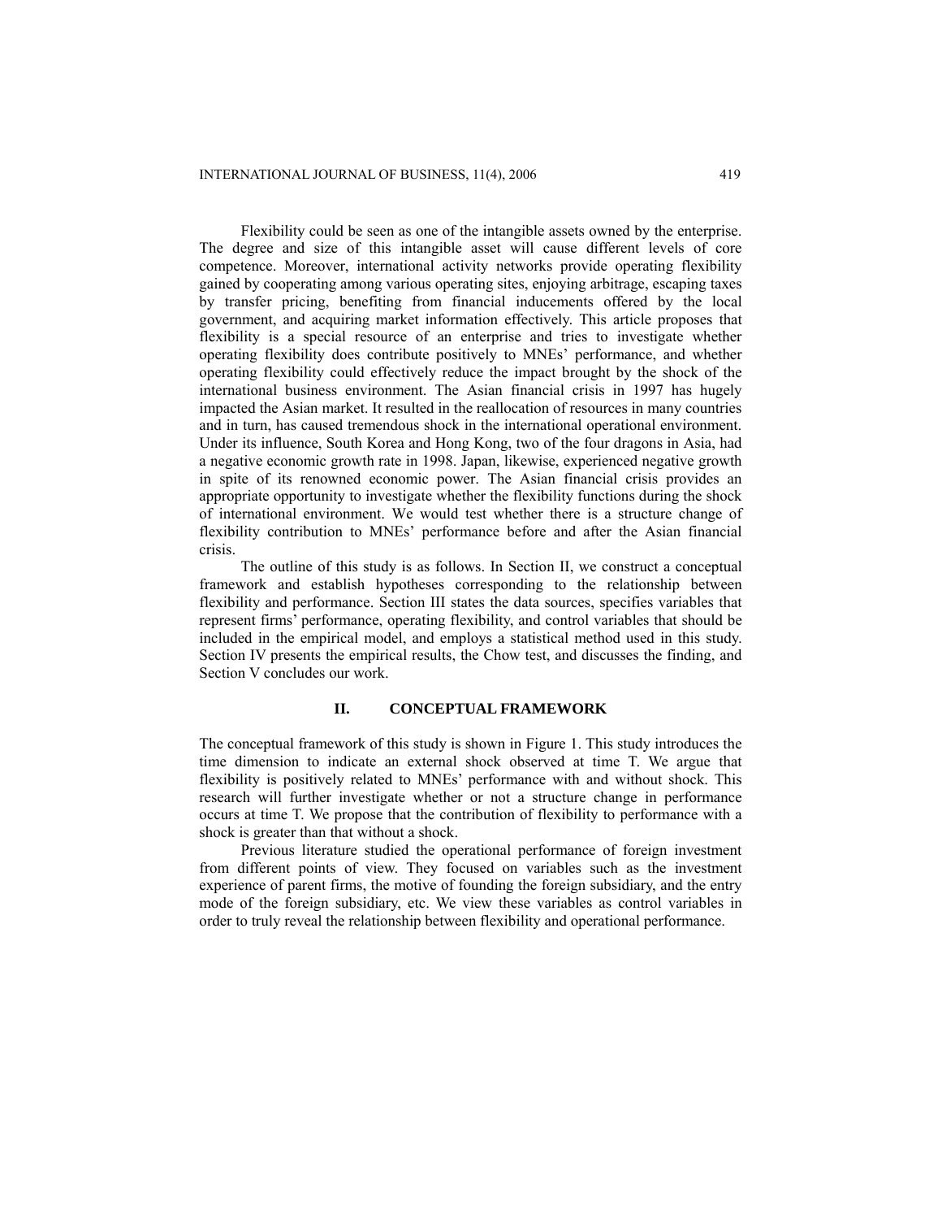Flexibility could be seen as one of the intangible assets owned by the enterprise. The degree and size of this intangible asset will cause different levels of core competence. Moreover, international activity networks provide operating flexibility gained by cooperating among various operating sites, enjoying arbitrage, escaping taxes by transfer pricing, benefiting from financial inducements offered by the local government, and acquiring market information effectively. This article proposes that flexibility is a special resource of an enterprise and tries to investigate whether operating flexibility does contribute positively to MNEs' performance, and whether operating flexibility could effectively reduce the impact brought by the shock of the international business environment. The Asian financial crisis in 1997 has hugely impacted the Asian market. It resulted in the reallocation of resources in many countries and in turn, has caused tremendous shock in the international operational environment. Under its influence, South Korea and Hong Kong, two of the four dragons in Asia, had a negative economic growth rate in 1998. Japan, likewise, experienced negative growth in spite of its renowned economic power. The Asian financial crisis provides an appropriate opportunity to investigate whether the flexibility functions during the shock of international environment. We would test whether there is a structure change of flexibility contribution to MNEs' performance before and after the Asian financial crisis.

The outline of this study is as follows. In Section II, we construct a conceptual framework and establish hypotheses corresponding to the relationship between flexibility and performance. Section III states the data sources, specifies variables that represent firms' performance, operating flexibility, and control variables that should be included in the empirical model, and employs a statistical method used in this study. Section IV presents the empirical results, the Chow test, and discusses the finding, and Section V concludes our work.

## II. CONCEPTUAL FRAMEWORK

The conceptual framework of this study is shown in Figure 1. This study introduces the time dimension to indicate an external shock observed at time T. We argue that flexibility is positively related to MNEs' performance with and without shock. This research will further investigate whether or not a structure change in performance occurs at time T. We propose that the contribution of flexibility to performance with a shock is greater than that without a shock.

Previous literature studied the operational performance of foreign investment from different points of view. They focused on variables such as the investment experience of parent firms, the motive of founding the foreign subsidiary, and the entry mode of the foreign subsidiary, etc. We view these variables as control variables in order to truly reveal the relationship between flexibility and operational performance.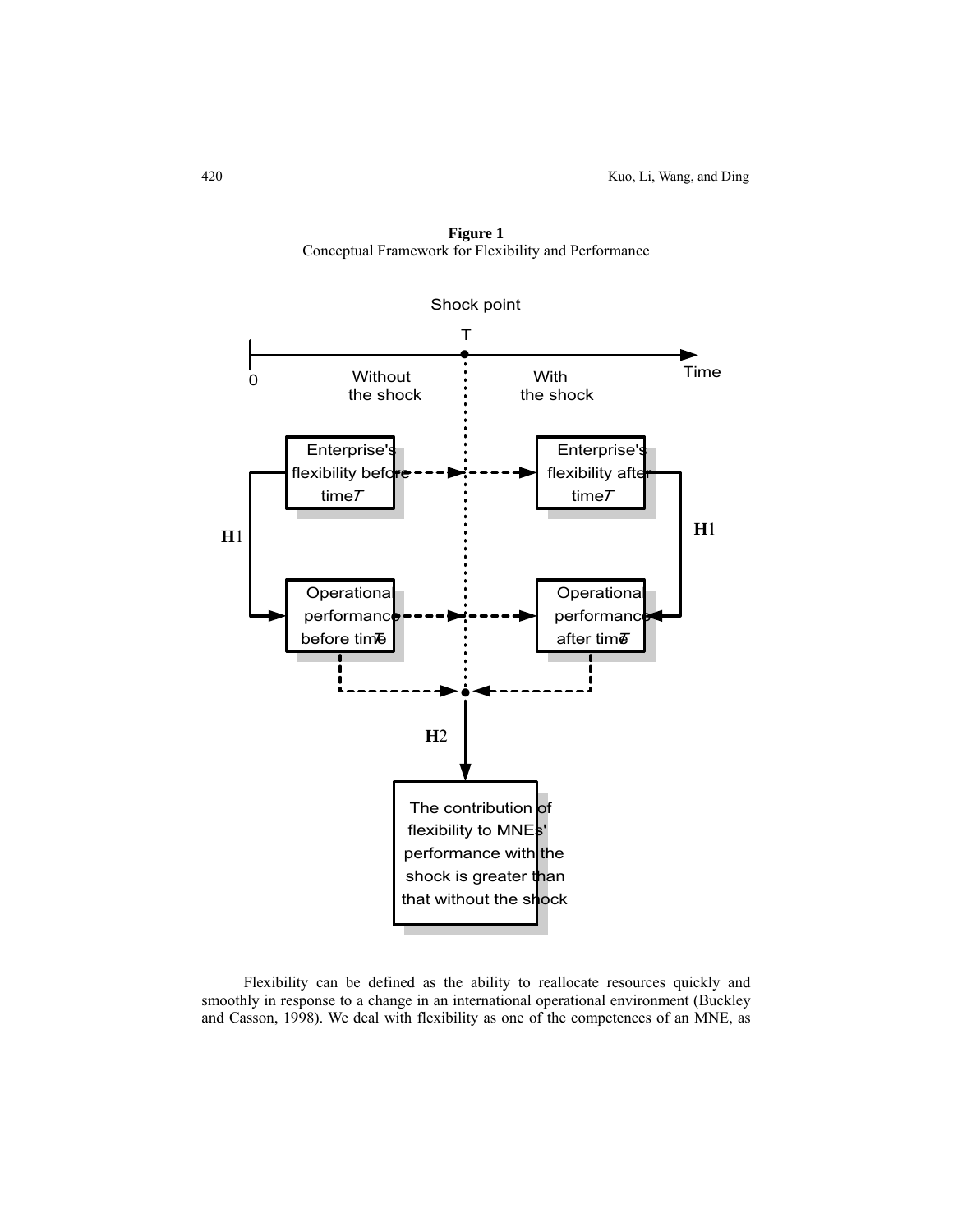**Figure 1**
Conceptual Framework for Flexibility and Performance

Shock point

T

0 Without the shock With the shock Time

Enterprise's flexibility before time *T*

Enterprise's flexibility after time *T*

H1

H1

Operational performance before time *T*

Operational performance after time *T*

H2

The contribution of flexibility to MNEs' performance with the shock is greater than that without the shock

Flexibility can be defined as the ability to reallocate resources quickly and smoothly in response to a change in an international operational environment (Buckley and Casson, 1998). We deal with flexibility as one of the competences of an MNE, as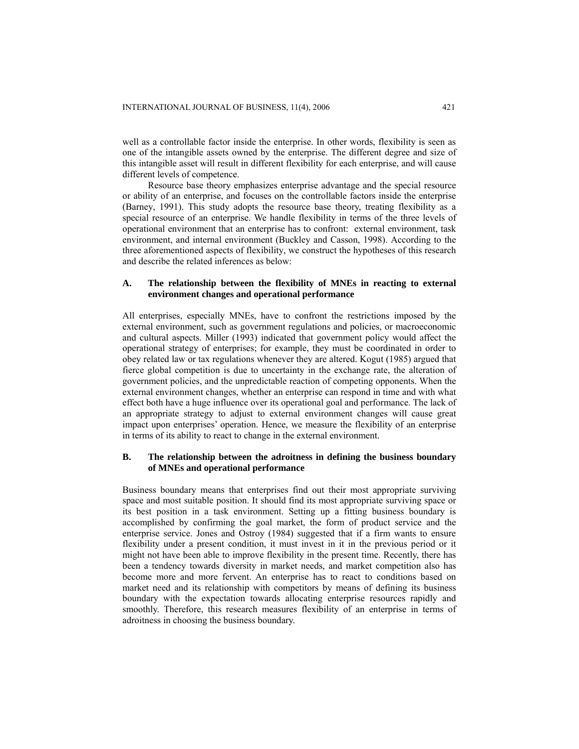well as a controllable factor inside the enterprise. In other words, flexibility is seen as one of the intangible assets owned by the enterprise. The different degree and size of this intangible asset will result in different flexibility for each enterprise, and will cause different levels of competence.

Resource base theory emphasizes enterprise advantage and the special resource or ability of an enterprise, and focuses on the controllable factors inside the enterprise (Barney, 1991). This study adopts the resource base theory, treating flexibility as a special resource of an enterprise. We handle flexibility in terms of the three levels of operational environment that an enterprise has to confront: external environment, task environment, and internal environment (Buckley and Casson, 1998). According to the three aforementioned aspects of flexibility, we construct the hypotheses of this research and describe the related inferences as below:

### A. The relationship between the flexibility of MNEs in reacting to external environment changes and operational performance

All enterprises, especially MNEs, have to confront the restrictions imposed by the external environment, such as government regulations and policies, or macroeconomic and cultural aspects. Miller (1993) indicated that government policy would affect the operational strategy of enterprises; for example, they must be coordinated in order to obey related law or tax regulations whenever they are altered. Kogut (1985) argued that fierce global competition is due to uncertainty in the exchange rate, the alteration of government policies, and the unpredictable reaction of competing opponents. When the external environment changes, whether an enterprise can respond in time and with what effect both have a huge influence over its operational goal and performance. The lack of an appropriate strategy to adjust to external environment changes will cause great impact upon enterprises' operation. Hence, we measure the flexibility of an enterprise in terms of its ability to react to change in the external environment.

### B. The relationship between the adroitness in defining the business boundary of MNEs and operational performance

Business boundary means that enterprises find out their most appropriate surviving space and most suitable position. It should find its most appropriate surviving space or its best position in a task environment. Setting up a fitting business boundary is accomplished by confirming the goal market, the form of product service and the enterprise service. Jones and Ostroy (1984) suggested that if a firm wants to ensure flexibility under a present condition, it must invest in it in the previous period or it might not have been able to improve flexibility in the present time. Recently, there has been a tendency towards diversity in market needs, and market competition also has become more and more fervent. An enterprise has to react to conditions based on market need and its relationship with competitors by means of defining its business boundary with the expectation towards allocating enterprise resources rapidly and smoothly. Therefore, this research measures flexibility of an enterprise in terms of adroitness in choosing the business boundary.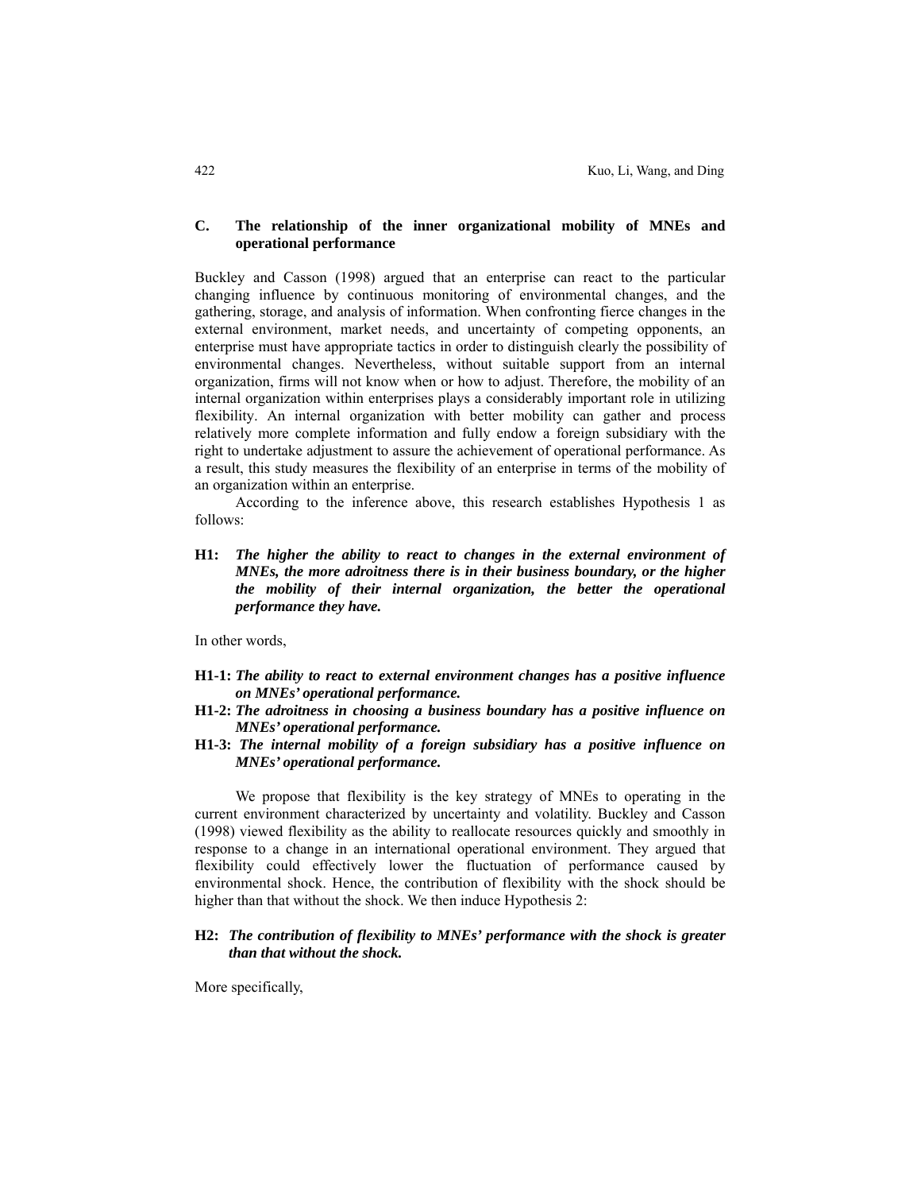### C. The relationship of the inner organizational mobility of MNEs and operational performance

Buckley and Casson (1998) argued that an enterprise can react to the particular changing influence by continuous monitoring of environmental changes, and the gathering, storage, and analysis of information. When confronting fierce changes in the external environment, market needs, and uncertainty of competing opponents, an enterprise must have appropriate tactics in order to distinguish clearly the possibility of environmental changes. Nevertheless, without suitable support from an internal organization, firms will not know when or how to adjust. Therefore, the mobility of an internal organization within enterprises plays a considerably important role in utilizing flexibility. An internal organization with better mobility can gather and process relatively more complete information and fully endow a foreign subsidiary with the right to undertake adjustment to assure the achievement of operational performance. As a result, this study measures the flexibility of an enterprise in terms of the mobility of an organization within an enterprise.

According to the inference above, this research establishes Hypothesis 1 as follows:

**H1:** ***The higher the ability to react to changes in the external environment of MNEs, the more adroitness there is in their business boundary, or the higher the mobility of their internal organization, the better the operational performance they have.***

In other words,

- **H1-1:** ***The ability to react to external environment changes has a positive influence on MNEs' operational performance.***
- **H1-2:** ***The adroitness in choosing a business boundary has a positive influence on MNEs' operational performance.***
- **H1-3:** ***The internal mobility of a foreign subsidiary has a positive influence on MNEs' operational performance.***

We propose that flexibility is the key strategy of MNEs to operating in the current environment characterized by uncertainty and volatility. Buckley and Casson (1998) viewed flexibility as the ability to reallocate resources quickly and smoothly in response to a change in an international operational environment. They argued that flexibility could effectively lower the fluctuation of performance caused by environmental shock. Hence, the contribution of flexibility with the shock should be higher than that without the shock. We then induce Hypothesis 2:

**H2:** ***The contribution of flexibility to MNEs' performance with the shock is greater than that without the shock.***

More specifically,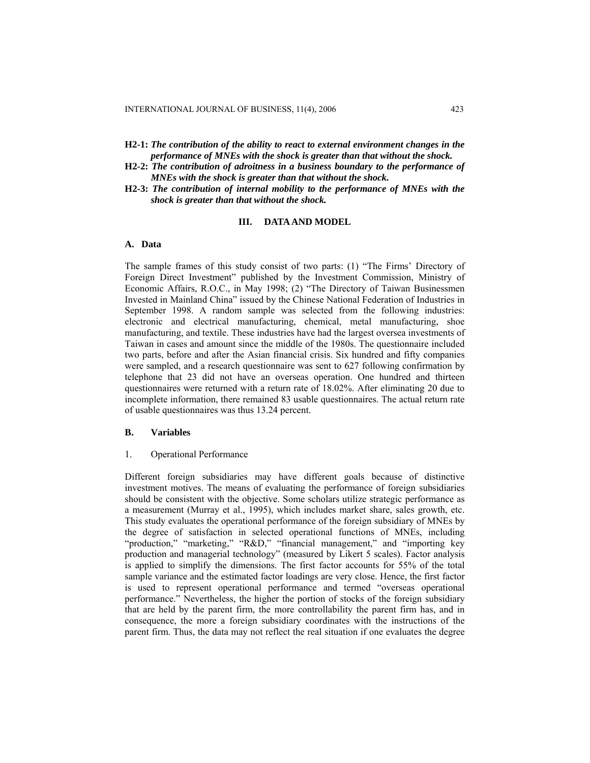**H2-1:** ***The contribution of the ability to react to external environment changes in the performance of MNEs with the shock is greater than that without the shock.***

**H2-2:** ***The contribution of adroitness in a business boundary to the performance of MNEs with the shock is greater than that without the shock.***

**H2-3:** ***The contribution of internal mobility to the performance of MNEs with the shock is greater than that without the shock.***

## III. DATA AND MODEL

### A. Data

The sample frames of this study consist of two parts: (1) "The Firms' Directory of Foreign Direct Investment" published by the Investment Commission, Ministry of Economic Affairs, R.O.C., in May 1998; (2) "The Directory of Taiwan Businessmen Invested in Mainland China" issued by the Chinese National Federation of Industries in September 1998. A random sample was selected from the following industries: electronic and electrical manufacturing, chemical, metal manufacturing, shoe manufacturing, and textile. These industries have had the largest oversea investments of Taiwan in cases and amount since the middle of the 1980s. The questionnaire included two parts, before and after the Asian financial crisis. Six hundred and fifty companies were sampled, and a research questionnaire was sent to 627 following confirmation by telephone that 23 did not have an overseas operation. One hundred and thirteen questionnaires were returned with a return rate of 18.02%. After eliminating 20 due to incomplete information, there remained 83 usable questionnaires. The actual return rate of usable questionnaires was thus 13.24 percent.

### B. Variables

1. Operational Performance

Different foreign subsidiaries may have different goals because of distinctive investment motives. The means of evaluating the performance of foreign subsidiaries should be consistent with the objective. Some scholars utilize strategic performance as a measurement (Murray et al., 1995), which includes market share, sales growth, etc. This study evaluates the operational performance of the foreign subsidiary of MNEs by the degree of satisfaction in selected operational functions of MNEs, including "production," "marketing," "R&D," "financial management," and "importing key production and managerial technology" (measured by Likert 5 scales). Factor analysis is applied to simplify the dimensions. The first factor accounts for 55% of the total sample variance and the estimated factor loadings are very close. Hence, the first factor is used to represent operational performance and termed "overseas operational performance." Nevertheless, the higher the portion of stocks of the foreign subsidiary that are held by the parent firm, the more controllability the parent firm has, and in consequence, the more a foreign subsidiary coordinates with the instructions of the parent firm. Thus, the data may not reflect the real situation if one evaluates the degree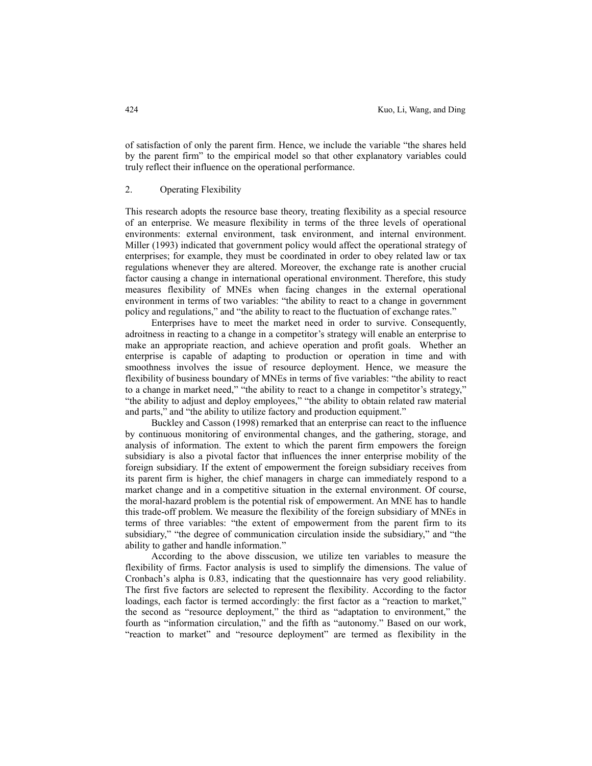of satisfaction of only the parent firm. Hence, we include the variable "the shares held by the parent firm" to the empirical model so that other explanatory variables could truly reflect their influence on the operational performance.

## 2. Operating Flexibility

This research adopts the resource base theory, treating flexibility as a special resource of an enterprise. We measure flexibility in terms of the three levels of operational environments: external environment, task environment, and internal environment. Miller (1993) indicated that government policy would affect the operational strategy of enterprises; for example, they must be coordinated in order to obey related law or tax regulations whenever they are altered. Moreover, the exchange rate is another crucial factor causing a change in international operational environment. Therefore, this study measures flexibility of MNEs when facing changes in the external operational environment in terms of two variables: "the ability to react to a change in government policy and regulations," and "the ability to react to the fluctuation of exchange rates."

Enterprises have to meet the market need in order to survive. Consequently, adroitness in reacting to a change in a competitor's strategy will enable an enterprise to make an appropriate reaction, and achieve operation and profit goals. Whether an enterprise is capable of adapting to production or operation in time and with smoothness involves the issue of resource deployment. Hence, we measure the flexibility of business boundary of MNEs in terms of five variables: "the ability to react to a change in market need," "the ability to react to a change in competitor's strategy," "the ability to adjust and deploy employees," "the ability to obtain related raw material and parts," and "the ability to utilize factory and production equipment."

Buckley and Casson (1998) remarked that an enterprise can react to the influence by continuous monitoring of environmental changes, and the gathering, storage, and analysis of information. The extent to which the parent firm empowers the foreign subsidiary is also a pivotal factor that influences the inner enterprise mobility of the foreign subsidiary. If the extent of empowerment the foreign subsidiary receives from its parent firm is higher, the chief managers in charge can immediately respond to a market change and in a competitive situation in the external environment. Of course, the moral-hazard problem is the potential risk of empowerment. An MNE has to handle this trade-off problem. We measure the flexibility of the foreign subsidiary of MNEs in terms of three variables: "the extent of empowerment from the parent firm to its subsidiary," "the degree of communication circulation inside the subsidiary," and "the ability to gather and handle information."

According to the above disscusion, we utilize ten variables to measure the flexibility of firms. Factor analysis is used to simplify the dimensions. The value of Cronbach's alpha is 0.83, indicating that the questionnaire has very good reliability. The first five factors are selected to represent the flexibility. According to the factor loadings, each factor is termed accordingly: the first factor as a "reaction to market," the second as "resource deployment," the third as "adaptation to environment," the fourth as "information circulation," and the fifth as "autonomy." Based on our work, "reaction to market" and "resource deployment" are termed as flexibility in the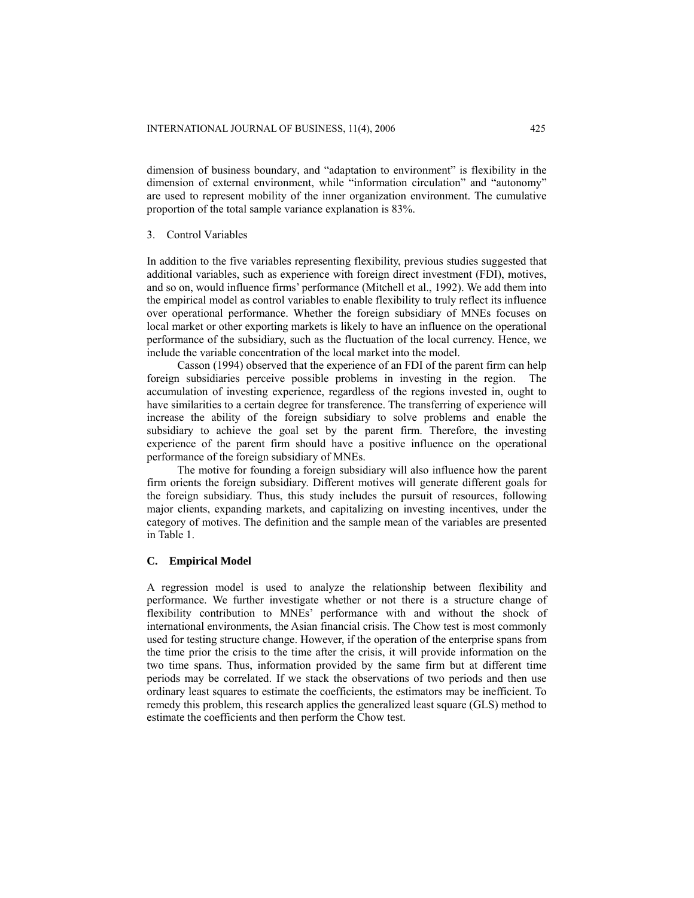dimension of business boundary, and "adaptation to environment" is flexibility in the dimension of external environment, while "information circulation" and "autonomy" are used to represent mobility of the inner organization environment. The cumulative proportion of the total sample variance explanation is 83%.

### 3. Control Variables

In addition to the five variables representing flexibility, previous studies suggested that additional variables, such as experience with foreign direct investment (FDI), motives, and so on, would influence firms' performance (Mitchell et al., 1992). We add them into the empirical model as control variables to enable flexibility to truly reflect its influence over operational performance. Whether the foreign subsidiary of MNEs focuses on local market or other exporting markets is likely to have an influence on the operational performance of the subsidiary, such as the fluctuation of the local currency. Hence, we include the variable concentration of the local market into the model.

Casson (1994) observed that the experience of an FDI of the parent firm can help foreign subsidiaries perceive possible problems in investing in the region. The accumulation of investing experience, regardless of the regions invested in, ought to have similarities to a certain degree for transference. The transferring of experience will increase the ability of the foreign subsidiary to solve problems and enable the subsidiary to achieve the goal set by the parent firm. Therefore, the investing experience of the parent firm should have a positive influence on the operational performance of the foreign subsidiary of MNEs.

The motive for founding a foreign subsidiary will also influence how the parent firm orients the foreign subsidiary. Different motives will generate different goals for the foreign subsidiary. Thus, this study includes the pursuit of resources, following major clients, expanding markets, and capitalizing on investing incentives, under the category of motives. The definition and the sample mean of the variables are presented in Table 1.

## C. Empirical Model

A regression model is used to analyze the relationship between flexibility and performance. We further investigate whether or not there is a structure change of flexibility contribution to MNEs' performance with and without the shock of international environments, the Asian financial crisis. The Chow test is most commonly used for testing structure change. However, if the operation of the enterprise spans from the time prior the crisis to the time after the crisis, it will provide information on the two time spans. Thus, information provided by the same firm but at different time periods may be correlated. If we stack the observations of two periods and then use ordinary least squares to estimate the coefficients, the estimators may be inefficient. To remedy this problem, this research applies the generalized least square (GLS) method to estimate the coefficients and then perform the Chow test.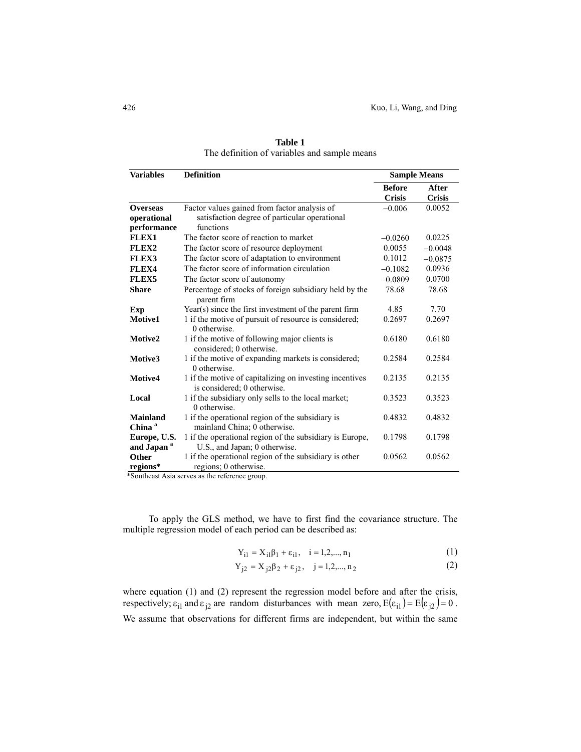**Table 1**
The definition of variables and sample means

| Variables | Definition | Sample Means | |
|---|---|---|---|
| | | Before Crisis | After Crisis |
| **Overseas operational performance** | Factor values gained from factor analysis of satisfaction degree of particular operational functions | –0.006 | 0.0052 |
| **FLEX1** | The factor score of reaction to market | –0.0260 | 0.0225 |
| **FLEX2** | The factor score of resource deployment | 0.0055 | –0.0048 |
| **FLEX3** | The factor score of adaptation to environment | 0.1012 | –0.0875 |
| **FLEX4** | The factor score of information circulation | –0.1082 | 0.0936 |
| **FLEX5** | The factor score of autonomy | –0.0809 | 0.0700 |
| **Share** | Percentage of stocks of foreign subsidiary held by the parent firm | 78.68 | 78.68 |
| **Exp** | Year(s) since the first investment of the parent firm | 4.85 | 7.70 |
| **Motive1** | 1 if the motive of pursuit of resource is considered; 0 otherwise. | 0.2697 | 0.2697 |
| **Motive2** | 1 if the motive of following major clients is considered; 0 otherwise. | 0.6180 | 0.6180 |
| **Motive3** | 1 if the motive of expanding markets is considered; 0 otherwise. | 0.2584 | 0.2584 |
| **Motive4** | 1 if the motive of capitalizing on investing incentives is considered; 0 otherwise. | 0.2135 | 0.2135 |
| **Local** | 1 if the subsidiary only sells to the local market; 0 otherwise. | 0.3523 | 0.3523 |
| **Mainland China** [a] | 1 if the operational region of the subsidiary is mainland China; 0 otherwise. | 0.4832 | 0.4832 |
| **Europe, U.S. and Japan** [a] | 1 if the operational region of the subsidiary is Europe, U.S., and Japan; 0 otherwise. | 0.1798 | 0.1798 |
| **Other regions*** | 1 if the operational region of the subsidiary is other regions; 0 otherwise. | 0.0562 | 0.0562 |

*Southeast Asia serves as the reference group.

To apply the GLS method, we have to first find the covariance structure. The multiple regression model of each period can be described as:

$$Y_{i1} = X_{i1}\beta_1 + \varepsilon_{i1}, \quad i = 1,2,..., n_1 \tag{1}$$

$$Y_{j2} = X_{j2}\beta_2 + \varepsilon_{j2}, \quad j = 1,2,..., n_2 \tag{2}$$

where equation (1) and (2) represent the regression model before and after the crisis, respectively; $\varepsilon_{i1}$ and $\varepsilon_{j2}$ are random disturbances with mean zero, $E(\varepsilon_{i1}) = E(\varepsilon_{j2}) = 0$. We assume that observations for different firms are independent, but within the same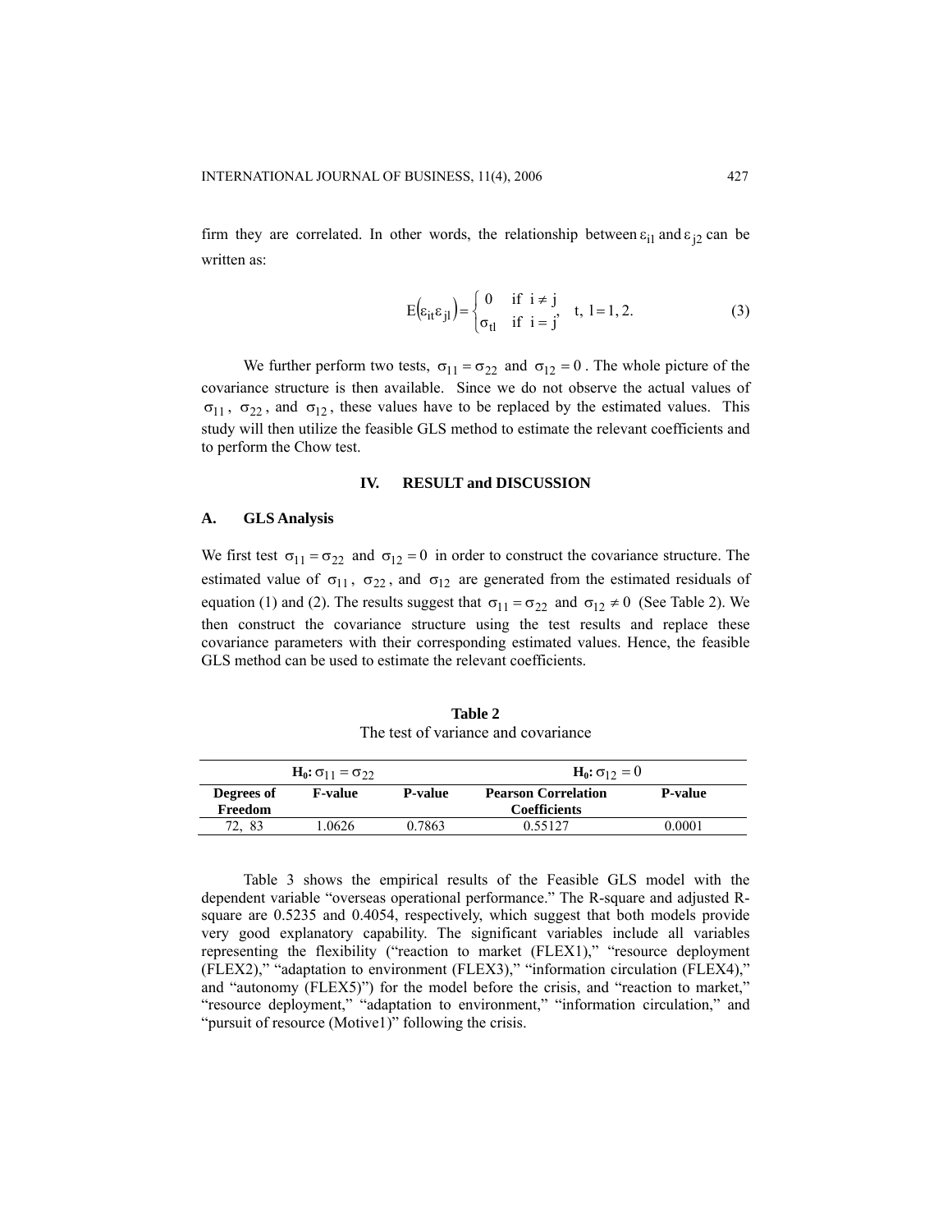firm they are correlated. In other words, the relationship between $\varepsilon_{i1}$ and $\varepsilon_{j2}$ can be written as:

$$E\left(\varepsilon_{it}\varepsilon_{jl}\right)=\begin{cases}0 & \text{if } i \neq j \\ \sigma_{tl} & \text{if } i = j\end{cases}, \quad t,\ l = 1, 2. \tag{3}$$

We further perform two tests, $\sigma_{11} = \sigma_{22}$ and $\sigma_{12} = 0$. The whole picture of the covariance structure is then available. Since we do not observe the actual values of $\sigma_{11}$, $\sigma_{22}$, and $\sigma_{12}$, these values have to be replaced by the estimated values. This study will then utilize the feasible GLS method to estimate the relevant coefficients and to perform the Chow test.

## IV. RESULT and DISCUSSION

### A. GLS Analysis

We first test $\sigma_{11} = \sigma_{22}$ and $\sigma_{12} = 0$ in order to construct the covariance structure. The estimated value of $\sigma_{11}$, $\sigma_{22}$, and $\sigma_{12}$ are generated from the estimated residuals of equation (1) and (2). The results suggest that $\sigma_{11} = \sigma_{22}$ and $\sigma_{12} \neq 0$ (See Table 2). We then construct the covariance structure using the test results and replace these covariance parameters with their corresponding estimated values. Hence, the feasible GLS method can be used to estimate the relevant coefficients.

**Table 2**

The test of variance and covariance

| **H$_0$: $\sigma_{11} = \sigma_{22}$** | | | **H$_0$: $\sigma_{12} = 0$** | |
|---|---|---|---|---|
| **Degrees of Freedom** | **F-value** | **P-value** | **Pearson Correlation Coefficients** | **P-value** |
| 72, 83 | 1.0626 | 0.7863 | 0.55127 | 0.0001 |

Table 3 shows the empirical results of the Feasible GLS model with the dependent variable "overseas operational performance." The R-square and adjusted R-square are 0.5235 and 0.4054, respectively, which suggest that both models provide very good explanatory capability. The significant variables include all variables representing the flexibility ("reaction to market (FLEX1)," "resource deployment (FLEX2)," "adaptation to environment (FLEX3)," "information circulation (FLEX4)," and "autonomy (FLEX5)") for the model before the crisis, and "reaction to market," "resource deployment," "adaptation to environment," "information circulation," and "pursuit of resource (Motive1)" following the crisis.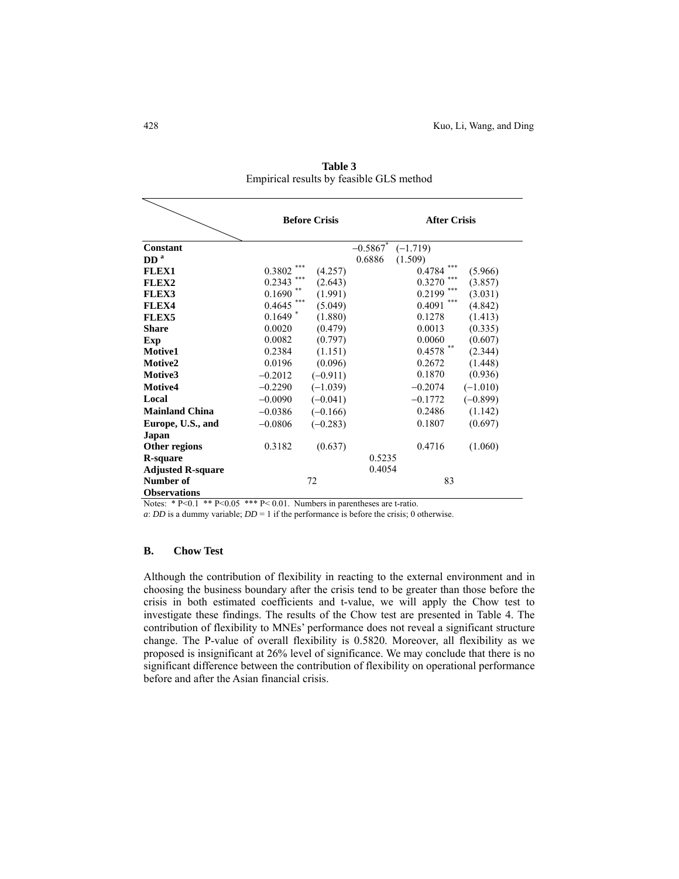**Table 3**
Empirical results by feasible GLS method

| | Before Crisis | | After Crisis | |
|---|---|---|---|---|
| **Constant** | | $-0.5867^{*}$ | $(-1.719)$ | |
| **DD** [a] | | 0.6886 | (1.509) | |
| **FLEX1** | $0.3802^{***}$ | (4.257) | $0.4784^{***}$ | (5.966) |
| **FLEX2** | $0.2343^{***}$ | (2.643) | $0.3270^{***}$ | (3.857) |
| **FLEX3** | $0.1690^{**}$ | (1.991) | $0.2199^{***}$ | (3.031) |
| **FLEX4** | $0.4645^{***}$ | (5.049) | $0.4091^{***}$ | (4.842) |
| **FLEX5** | $0.1649^{*}$ | (1.880) | 0.1278 | (1.413) |
| **Share** | 0.0020 | (0.479) | 0.0013 | (0.335) |
| **Exp** | 0.0082 | (0.797) | 0.0060 | (0.607) |
| **Motive1** | 0.2384 | (1.151) | $0.4578^{**}$ | (2.344) |
| **Motive2** | 0.0196 | (0.096) | 0.2672 | (1.448) |
| **Motive3** | −0.2012 | (−0.911) | 0.1870 | (0.936) |
| **Motive4** | −0.2290 | (−1.039) | −0.2074 | (−1.010) |
| **Local** | −0.0090 | (−0.041) | −0.1772 | (−0.899) |
| **Mainland China** | −0.0386 | (−0.166) | 0.2486 | (1.142) |
| **Europe, U.S., and Japan** | −0.0806 | (−0.283) | 0.1807 | (0.697) |
| **Other regions** | 0.3182 | (0.637) | 0.4716 | (1.060) |
| **R-square** | | 0.5235 | | |
| **Adjusted R-square** | | 0.4054 | | |
| **Number of Observations** | 72 | | 83 | |

Notes: * P<0.1 ** P<0.05 *** P< 0.01. Numbers in parentheses are t-ratio.

*a*: *DD* is a dummy variable; *DD* = 1 if the performance is before the crisis; 0 otherwise.

### B. Chow Test

Although the contribution of flexibility in reacting to the external environment and in choosing the business boundary after the crisis tend to be greater than those before the crisis in both estimated coefficients and t-value, we will apply the Chow test to investigate these findings. The results of the Chow test are presented in Table 4. The contribution of flexibility to MNEs' performance does not reveal a significant structure change. The P-value of overall flexibility is 0.5820. Moreover, all flexibility as we proposed is insignificant at 26% level of significance. We may conclude that there is no significant difference between the contribution of flexibility on operational performance before and after the Asian financial crisis.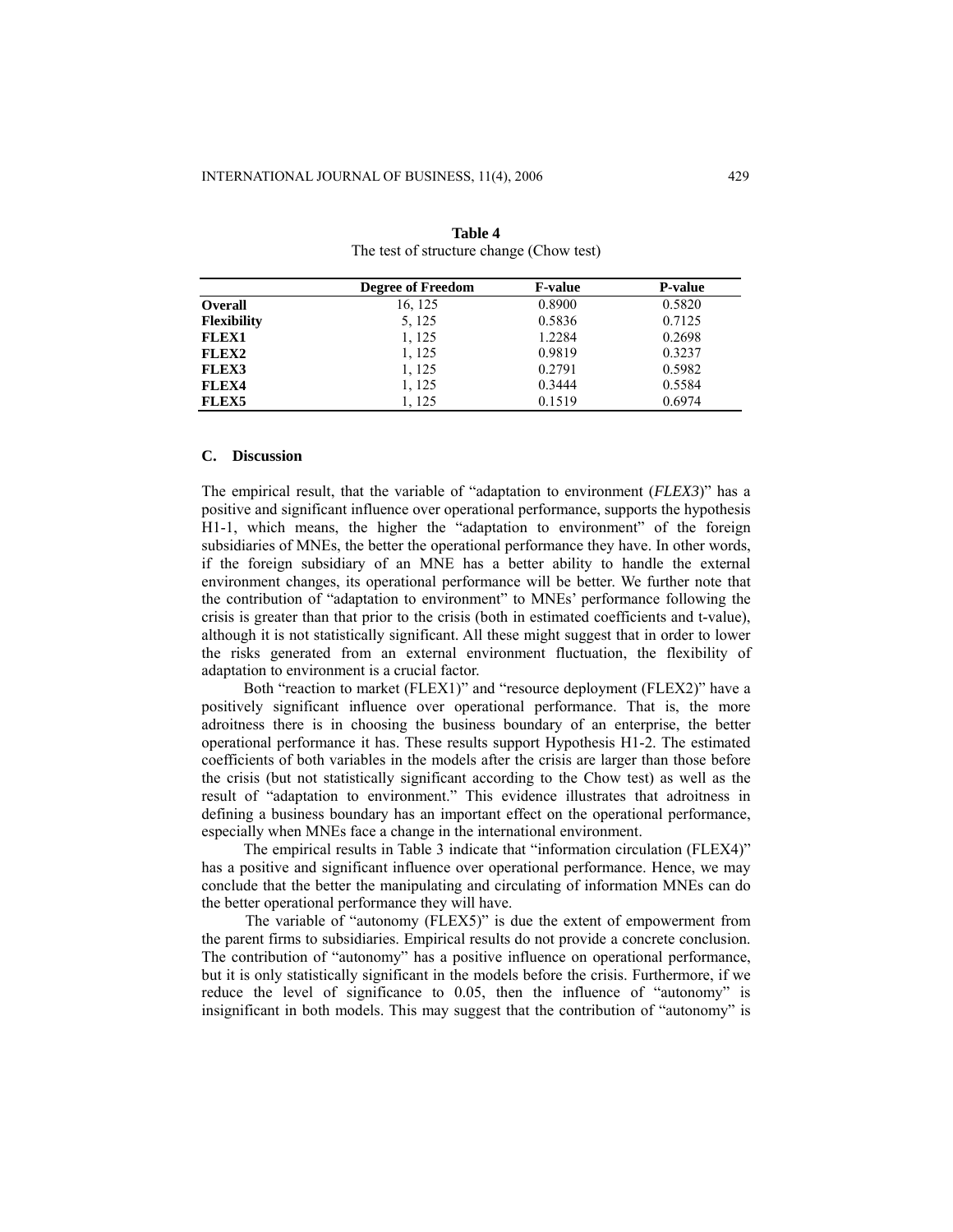**Table 4**
The test of structure change (Chow test)

| | Degree of Freedom | F-value | P-value |
|---|---|---|---|
| **Overall** | 16, 125 | 0.8900 | 0.5820 |
| **Flexibility** | 5, 125 | 0.5836 | 0.7125 |
| **FLEX1** | 1, 125 | 1.2284 | 0.2698 |
| **FLEX2** | 1, 125 | 0.9819 | 0.3237 |
| **FLEX3** | 1, 125 | 0.2791 | 0.5982 |
| **FLEX4** | 1, 125 | 0.3444 | 0.5584 |
| **FLEX5** | 1, 125 | 0.1519 | 0.6974 |

### C. Discussion

The empirical result, that the variable of "adaptation to environment (*FLEX3*)" has a positive and significant influence over operational performance, supports the hypothesis H1-1, which means, the higher the "adaptation to environment" of the foreign subsidiaries of MNEs, the better the operational performance they have. In other words, if the foreign subsidiary of an MNE has a better ability to handle the external environment changes, its operational performance will be better. We further note that the contribution of "adaptation to environment" to MNEs' performance following the crisis is greater than that prior to the crisis (both in estimated coefficients and t-value), although it is not statistically significant. All these might suggest that in order to lower the risks generated from an external environment fluctuation, the flexibility of adaptation to environment is a crucial factor.

Both "reaction to market (FLEX1)" and "resource deployment (FLEX2)" have a positively significant influence over operational performance. That is, the more adroitness there is in choosing the business boundary of an enterprise, the better operational performance it has. These results support Hypothesis H1-2. The estimated coefficients of both variables in the models after the crisis are larger than those before the crisis (but not statistically significant according to the Chow test) as well as the result of "adaptation to environment." This evidence illustrates that adroitness in defining a business boundary has an important effect on the operational performance, especially when MNEs face a change in the international environment.

The empirical results in Table 3 indicate that "information circulation (FLEX4)" has a positive and significant influence over operational performance. Hence, we may conclude that the better the manipulating and circulating of information MNEs can do the better operational performance they will have.

The variable of "autonomy (FLEX5)" is due the extent of empowerment from the parent firms to subsidiaries. Empirical results do not provide a concrete conclusion. The contribution of "autonomy" has a positive influence on operational performance, but it is only statistically significant in the models before the crisis. Furthermore, if we reduce the level of significance to 0.05, then the influence of "autonomy" is insignificant in both models. This may suggest that the contribution of "autonomy" is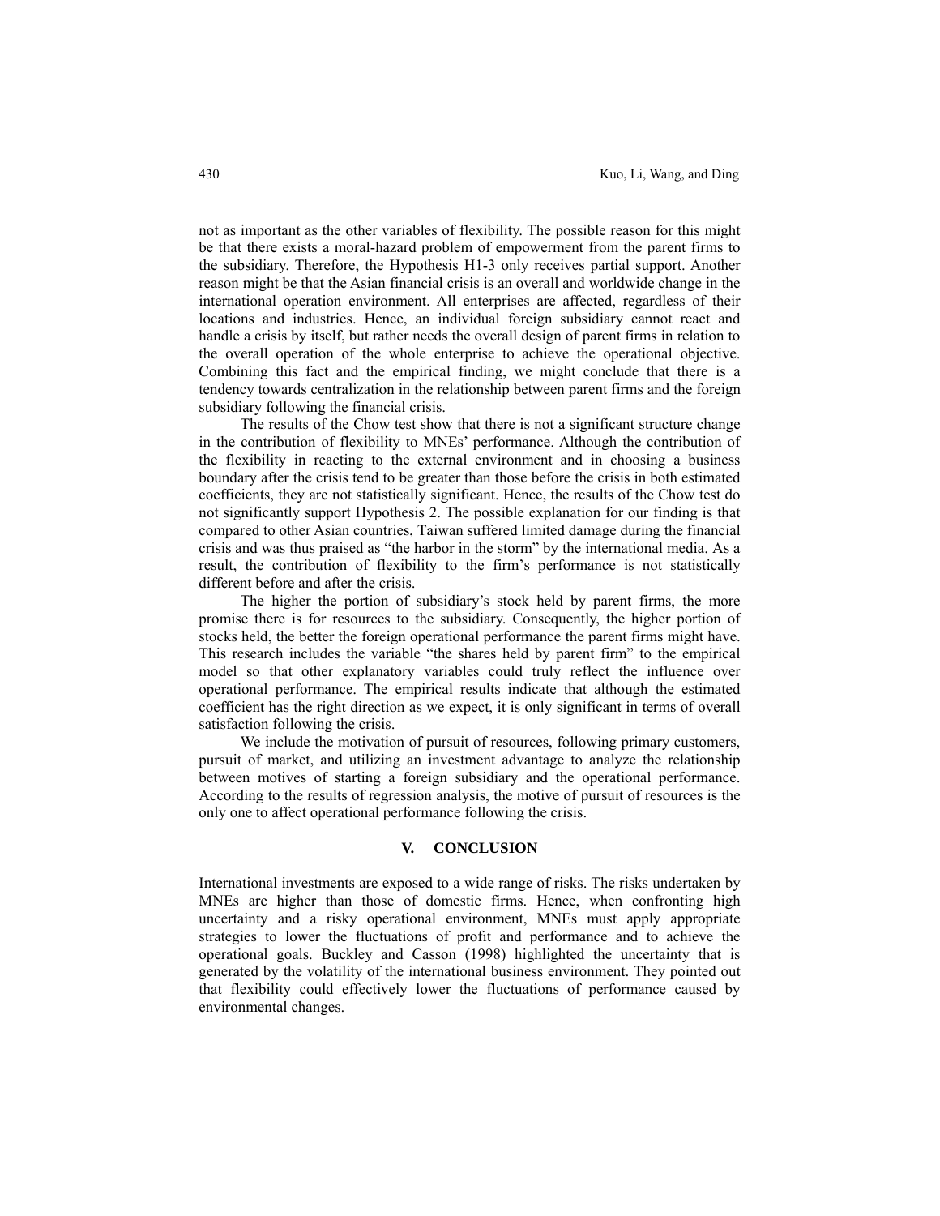not as important as the other variables of flexibility. The possible reason for this might be that there exists a moral-hazard problem of empowerment from the parent firms to the subsidiary. Therefore, the Hypothesis H1-3 only receives partial support. Another reason might be that the Asian financial crisis is an overall and worldwide change in the international operation environment. All enterprises are affected, regardless of their locations and industries. Hence, an individual foreign subsidiary cannot react and handle a crisis by itself, but rather needs the overall design of parent firms in relation to the overall operation of the whole enterprise to achieve the operational objective. Combining this fact and the empirical finding, we might conclude that there is a tendency towards centralization in the relationship between parent firms and the foreign subsidiary following the financial crisis.

The results of the Chow test show that there is not a significant structure change in the contribution of flexibility to MNEs' performance. Although the contribution of the flexibility in reacting to the external environment and in choosing a business boundary after the crisis tend to be greater than those before the crisis in both estimated coefficients, they are not statistically significant. Hence, the results of the Chow test do not significantly support Hypothesis 2. The possible explanation for our finding is that compared to other Asian countries, Taiwan suffered limited damage during the financial crisis and was thus praised as "the harbor in the storm" by the international media. As a result, the contribution of flexibility to the firm's performance is not statistically different before and after the crisis.

The higher the portion of subsidiary's stock held by parent firms, the more promise there is for resources to the subsidiary. Consequently, the higher portion of stocks held, the better the foreign operational performance the parent firms might have. This research includes the variable "the shares held by parent firm" to the empirical model so that other explanatory variables could truly reflect the influence over operational performance. The empirical results indicate that although the estimated coefficient has the right direction as we expect, it is only significant in terms of overall satisfaction following the crisis.

We include the motivation of pursuit of resources, following primary customers, pursuit of market, and utilizing an investment advantage to analyze the relationship between motives of starting a foreign subsidiary and the operational performance. According to the results of regression analysis, the motive of pursuit of resources is the only one to affect operational performance following the crisis.

## V. CONCLUSION

International investments are exposed to a wide range of risks. The risks undertaken by MNEs are higher than those of domestic firms. Hence, when confronting high uncertainty and a risky operational environment, MNEs must apply appropriate strategies to lower the fluctuations of profit and performance and to achieve the operational goals. Buckley and Casson (1998) highlighted the uncertainty that is generated by the volatility of the international business environment. They pointed out that flexibility could effectively lower the fluctuations of performance caused by environmental changes.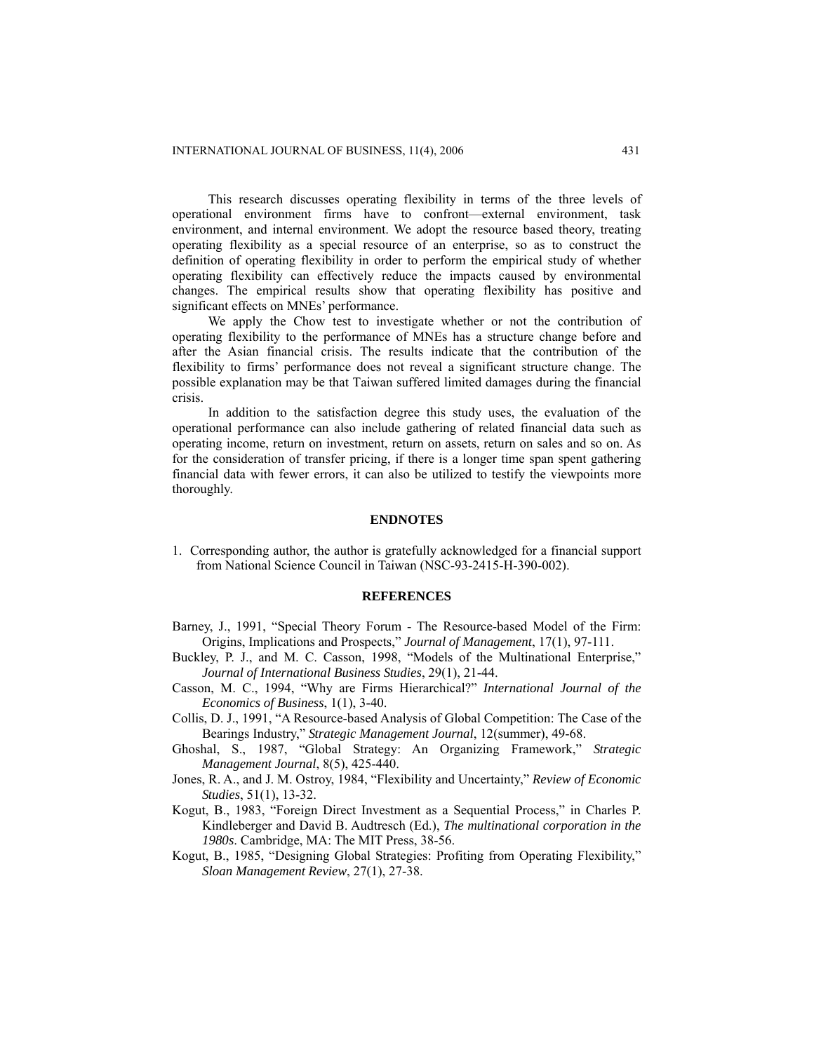This research discusses operating flexibility in terms of the three levels of operational environment firms have to confront—external environment, task environment, and internal environment. We adopt the resource based theory, treating operating flexibility as a special resource of an enterprise, so as to construct the definition of operating flexibility in order to perform the empirical study of whether operating flexibility can effectively reduce the impacts caused by environmental changes. The empirical results show that operating flexibility has positive and significant effects on MNEs' performance.

We apply the Chow test to investigate whether or not the contribution of operating flexibility to the performance of MNEs has a structure change before and after the Asian financial crisis. The results indicate that the contribution of the flexibility to firms' performance does not reveal a significant structure change. The possible explanation may be that Taiwan suffered limited damages during the financial crisis.

In addition to the satisfaction degree this study uses, the evaluation of the operational performance can also include gathering of related financial data such as operating income, return on investment, return on assets, return on sales and so on. As for the consideration of transfer pricing, if there is a longer time span spent gathering financial data with fewer errors, it can also be utilized to testify the viewpoints more thoroughly.

## ENDNOTES

1. Corresponding author, the author is gratefully acknowledged for a financial support from National Science Council in Taiwan (NSC-93-2415-H-390-002).

## REFERENCES

Barney, J., 1991, "Special Theory Forum - The Resource-based Model of the Firm: Origins, Implications and Prospects," *Journal of Management*, 17(1), 97-111.

Buckley, P. J., and M. C. Casson, 1998, "Models of the Multinational Enterprise," *Journal of International Business Studies*, 29(1), 21-44.

Casson, M. C., 1994, "Why are Firms Hierarchical?" *International Journal of the Economics of Business*, 1(1), 3-40.

Collis, D. J., 1991, "A Resource-based Analysis of Global Competition: The Case of the Bearings Industry," *Strategic Management Journal*, 12(summer), 49-68.

Ghoshal, S., 1987, "Global Strategy: An Organizing Framework," *Strategic Management Journal*, 8(5), 425-440.

Jones, R. A., and J. M. Ostroy, 1984, "Flexibility and Uncertainty," *Review of Economic Studies*, 51(1), 13-32.

Kogut, B., 1983, "Foreign Direct Investment as a Sequential Process," in Charles P. Kindleberger and David B. Audtresch (Ed.), *The multinational corporation in the 1980s*. Cambridge, MA: The MIT Press, 38-56.

Kogut, B., 1985, "Designing Global Strategies: Profiting from Operating Flexibility," *Sloan Management Review*, 27(1), 27-38.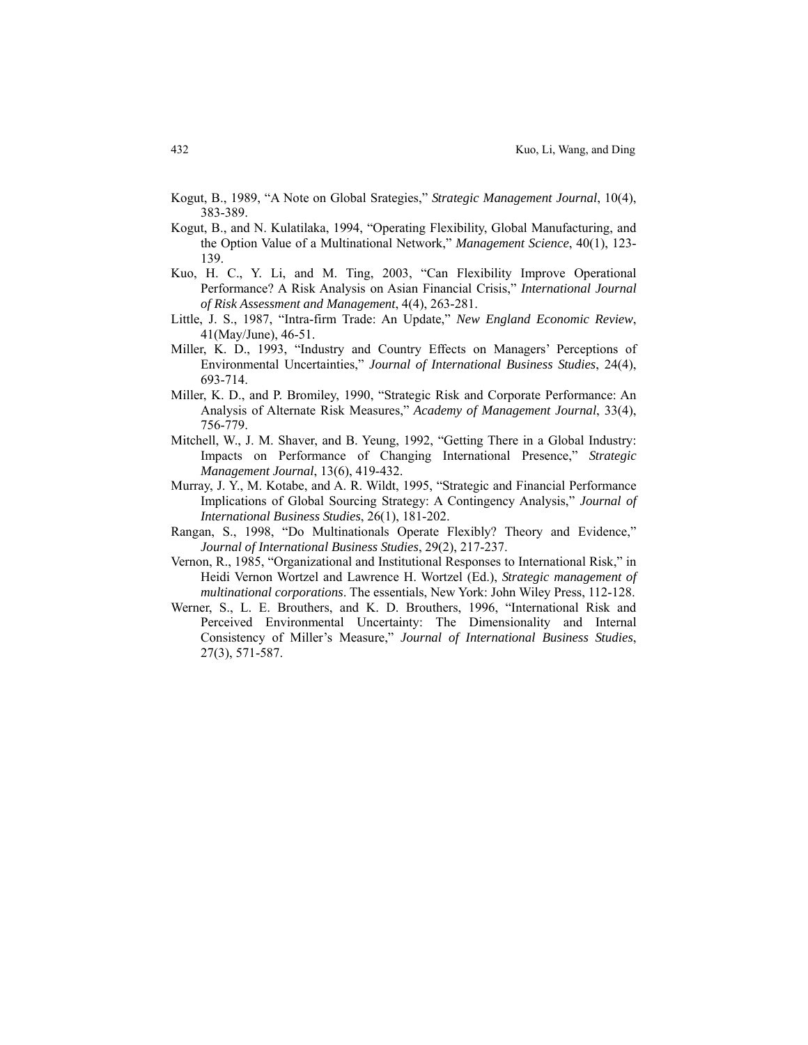Kogut, B., 1989, "A Note on Global Srategies," *Strategic Management Journal*, 10(4), 383-389.

Kogut, B., and N. Kulatilaka, 1994, "Operating Flexibility, Global Manufacturing, and the Option Value of a Multinational Network," *Management Science*, 40(1), 123-139.

Kuo, H. C., Y. Li, and M. Ting, 2003, "Can Flexibility Improve Operational Performance? A Risk Analysis on Asian Financial Crisis," *International Journal of Risk Assessment and Management*, 4(4), 263-281.

Little, J. S., 1987, "Intra-firm Trade: An Update," *New England Economic Review*, 41(May/June), 46-51.

Miller, K. D., 1993, "Industry and Country Effects on Managers' Perceptions of Environmental Uncertainties," *Journal of International Business Studies*, 24(4), 693-714.

Miller, K. D., and P. Bromiley, 1990, "Strategic Risk and Corporate Performance: An Analysis of Alternate Risk Measures," *Academy of Management Journal*, 33(4), 756-779.

Mitchell, W., J. M. Shaver, and B. Yeung, 1992, "Getting There in a Global Industry: Impacts on Performance of Changing International Presence," *Strategic Management Journal*, 13(6), 419-432.

Murray, J. Y., M. Kotabe, and A. R. Wildt, 1995, "Strategic and Financial Performance Implications of Global Sourcing Strategy: A Contingency Analysis," *Journal of International Business Studies*, 26(1), 181-202.

Rangan, S., 1998, "Do Multinationals Operate Flexibly? Theory and Evidence," *Journal of International Business Studies*, 29(2), 217-237.

Vernon, R., 1985, "Organizational and Institutional Responses to International Risk," in Heidi Vernon Wortzel and Lawrence H. Wortzel (Ed.), *Strategic management of multinational corporations*. The essentials, New York: John Wiley Press, 112-128.

Werner, S., L. E. Brouthers, and K. D. Brouthers, 1996, "International Risk and Perceived Environmental Uncertainty: The Dimensionality and Internal Consistency of Miller's Measure," *Journal of International Business Studies*, 27(3), 571-587.